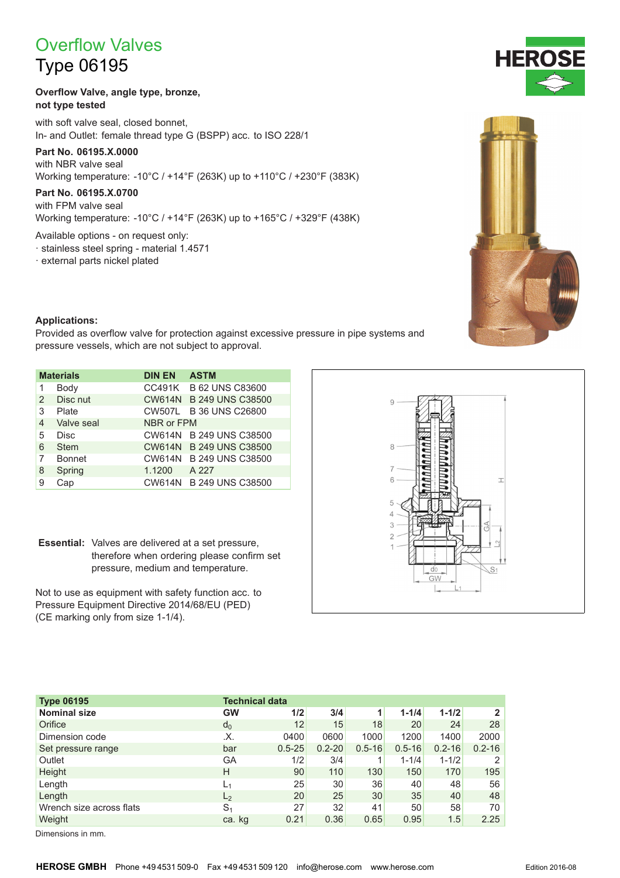# Overflow Valves

# Type 06195

**Overflow Valve, angle type, bronze, not type tested**

with soft valve seal, closed bonnet,
In- and Outlet: female thread type G (BSPP) acc. to ISO 228/1

**Part No. 06195.X.0000**
with NBR valve seal
Working temperature: -10°C / +14°F (263K) up to +110°C / +230°F (383K)

**Part No. 06195.X.0700**
with FPM valve seal
Working temperature: -10°C / +14°F (263K) up to +165°C / +329°F (438K)

Available options - on request only:
· stainless steel spring - material 1.4571
· external parts nickel plated

**Applications:**
Provided as overflow valve for protection against excessive pressure in pipe systems and pressure vessels, which are not subject to approval.

| | Materials | DIN EN | ASTM |
|---|---|---|---|
| 1 | Body | CC491K | B 62 UNS C83600 |
| 2 | Disc nut | CW614N | B 249 UNS C38500 |
| 3 | Plate | CW507L | B 36 UNS C26800 |
| 4 | Valve seal | NBR or FPM | |
| 5 | Disc | CW614N | B 249 UNS C38500 |
| 6 | Stem | CW614N | B 249 UNS C38500 |
| 7 | Bonnet | CW614N | B 249 UNS C38500 |
| 8 | Spring | 1.1200 | A 227 |
| 9 | Cap | CW614N | B 249 UNS C38500 |

**Essential:** Valves are delivered at a set pressure, therefore when ordering please confirm set pressure, medium and temperature.

Not to use as equipment with safety function acc. to Pressure Equipment Directive 2014/68/EU (PED) (CE marking only from size 1-1/4).

| Type 06195 | Technical data | | | | | | |
|---|---|---|---|---|---|---|---|
| **Nominal size** | **GW** | **1/2** | **3/4** | **1** | **1-1/4** | **1-1/2** | **2** |
| Orifice | $d_0$ | 12 | 15 | 18 | 20 | 24 | 28 |
| Dimension code | .X. | 0400 | 0600 | 1000 | 1200 | 1400 | 2000 |
| Set pressure range | bar | 0.5-25 | 0.2-20 | 0.5-16 | 0.5-16 | 0.2-16 | 0.2-16 |
| Outlet | GA | 1/2 | 3/4 | 1 | 1-1/4 | 1-1/2 | 2 |
| Height | H | 90 | 110 | 130 | 150 | 170 | 195 |
| Length | $L_1$ | 25 | 30 | 36 | 40 | 48 | 56 |
| Length | $L_2$ | 20 | 25 | 30 | 35 | 40 | 48 |
| Wrench size across flats | $S_1$ | 27 | 32 | 41 | 50 | 58 | 70 |
| Weight | ca. kg | 0.21 | 0.36 | 0.65 | 0.95 | 1.5 | 2.25 |

Dimensions in mm.

HEROSE GMBH Phone +49 4531 509-0 Fax +49 4531 509 120 info@herose.com www.herose.com Edition 2016-08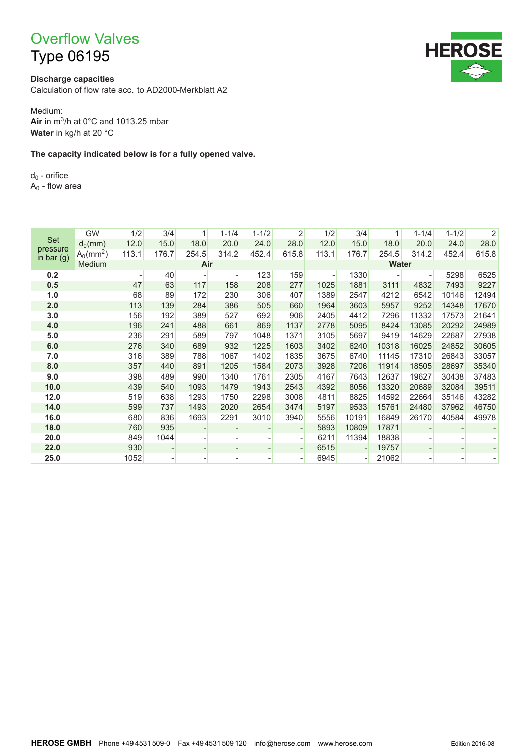# Overflow Valves

# Type 06195

**Discharge capacities**

Calculation of flow rate acc. to AD2000-Merkblatt A2

Medium:

**Air** in $m^3$/h at 0°C and 1013.25 mbar

**Water** in kg/h at 20 °C

**The capacity indicated below is for a fully opened valve.**

$d_0$ - orifice

$A_0$ - flow area

| Set pressure in bar (g) | GW | 1/2 | 3/4 | 1 | 1-1/4 | 1-1/2 | 2 | 1/2 | 3/4 | 1 | 1-1/4 | 1-1/2 | 2 |
|---|---|---|---|---|---|---|---|---|---|---|---|---|---|
| | $d_0$(mm) | 12.0 | 15.0 | 18.0 | 20.0 | 24.0 | 28.0 | 12.0 | 15.0 | 18.0 | 20.0 | 24.0 | 28.0 |
| | $A_0$($mm^2$) | 113.1 | 176.7 | 254.5 | 314.2 | 452.4 | 615.8 | 113.1 | 176.7 | 254.5 | 314.2 | 452.4 | 615.8 |
| | Medium | **Air** | | | | | | **Water** | | | | | |
| **0.2** | | - | 40 | - | - | 123 | 159 | - | 1330 | - | - | 5298 | 6525 |
| **0.5** | | 47 | 63 | 117 | 158 | 208 | 277 | 1025 | 1881 | 3111 | 4832 | 7493 | 9227 |
| **1.0** | | 68 | 89 | 172 | 230 | 306 | 407 | 1389 | 2547 | 4212 | 6542 | 10146 | 12494 |
| **2.0** | | 113 | 139 | 284 | 386 | 505 | 660 | 1964 | 3603 | 5957 | 9252 | 14348 | 17670 |
| **3.0** | | 156 | 192 | 389 | 527 | 692 | 906 | 2405 | 4412 | 7296 | 11332 | 17573 | 21641 |
| **4.0** | | 196 | 241 | 488 | 661 | 869 | 1137 | 2778 | 5095 | 8424 | 13085 | 20292 | 24989 |
| **5.0** | | 236 | 291 | 589 | 797 | 1048 | 1371 | 3105 | 5697 | 9419 | 14629 | 22687 | 27938 |
| **6.0** | | 276 | 340 | 689 | 932 | 1225 | 1603 | 3402 | 6240 | 10318 | 16025 | 24852 | 30605 |
| **7.0** | | 316 | 389 | 788 | 1067 | 1402 | 1835 | 3675 | 6740 | 11145 | 17310 | 26843 | 33057 |
| **8.0** | | 357 | 440 | 891 | 1205 | 1584 | 2073 | 3928 | 7206 | 11914 | 18505 | 28697 | 35340 |
| **9.0** | | 398 | 489 | 990 | 1340 | 1761 | 2305 | 4167 | 7643 | 12637 | 19627 | 30438 | 37483 |
| **10.0** | | 439 | 540 | 1093 | 1479 | 1943 | 2543 | 4392 | 8056 | 13320 | 20689 | 32084 | 39511 |
| **12.0** | | 519 | 638 | 1293 | 1750 | 2298 | 3008 | 4811 | 8825 | 14592 | 22664 | 35146 | 43282 |
| **14.0** | | 599 | 737 | 1493 | 2020 | 2654 | 3474 | 5197 | 9533 | 15761 | 24480 | 37962 | 46750 |
| **16.0** | | 680 | 836 | 1693 | 2291 | 3010 | 3940 | 5556 | 10191 | 16849 | 26170 | 40584 | 49978 |
| **18.0** | | 760 | 935 | - | - | - | - | 5893 | 10809 | 17871 | - | - | - |
| **20.0** | | 849 | 1044 | - | - | - | - | 6211 | 11394 | 18838 | - | - | - |
| **22.0** | | 930 | - | - | - | - | - | 6515 | - | 19757 | - | - | - |
| **25.0** | | 1052 | - | - | - | - | - | 6945 | - | 21062 | - | - | - |

**HEROSE GMBH** Phone +49 4531 509-0 Fax +49 4531 509 120 info@herose.com www.herose.com Edition 2016-08